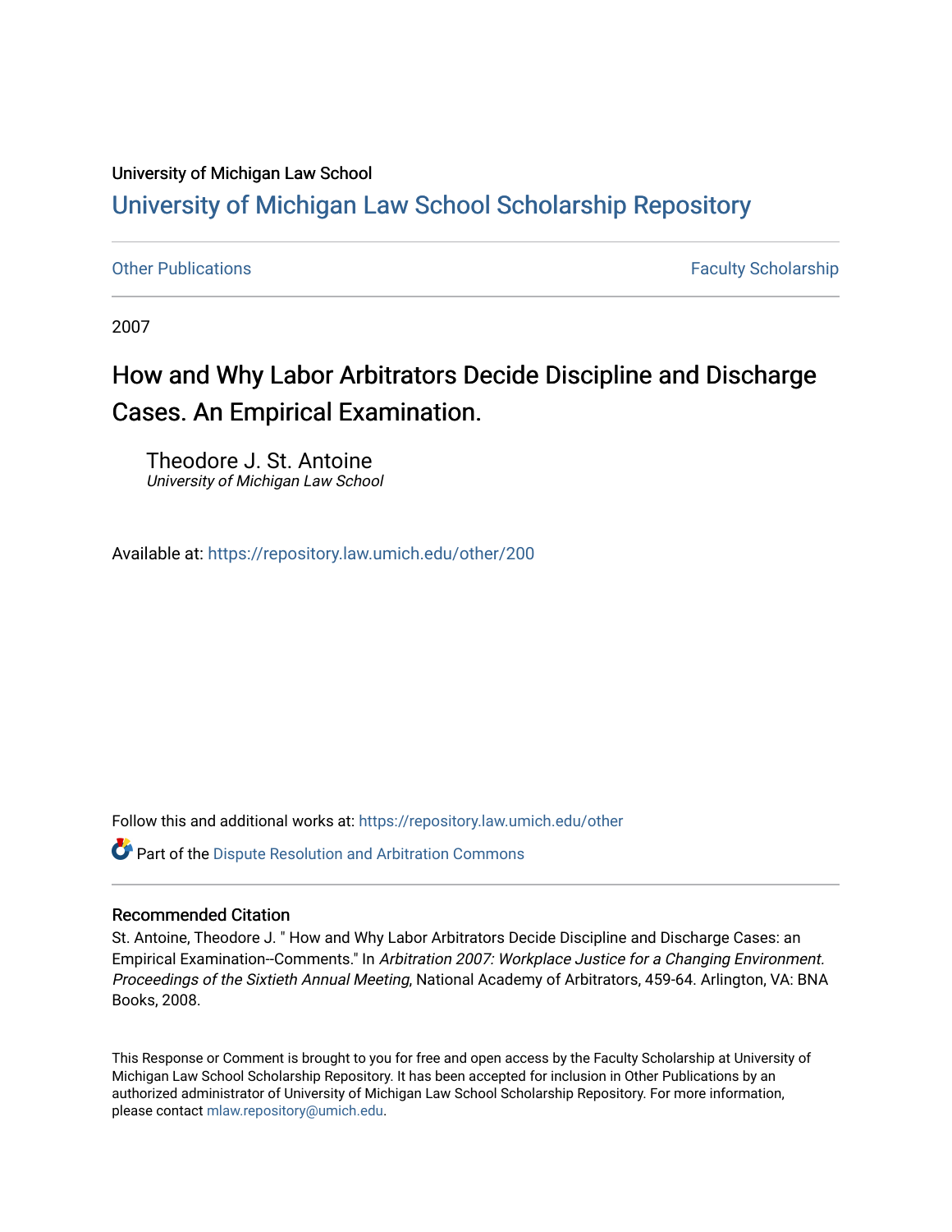University of Michigan Law School

# University of Michigan Law School Scholarship Repository

Other Publications | Faculty Scholarship

2007

# How and Why Labor Arbitrators Decide Discipline and Discharge Cases. An Empirical Examination.

Theodore J. St. Antoine
*University of Michigan Law School*

Available at: https://repository.law.umich.edu/other/200

Follow this and additional works at: https://repository.law.umich.edu/other

Part of the Dispute Resolution and Arbitration Commons

### Recommended Citation

St. Antoine, Theodore J. " How and Why Labor Arbitrators Decide Discipline and Discharge Cases: an Empirical Examination--Comments." In *Arbitration 2007: Workplace Justice for a Changing Environment. Proceedings of the Sixtieth Annual Meeting*, National Academy of Arbitrators, 459-64. Arlington, VA: BNA Books, 2008.

This Response or Comment is brought to you for free and open access by the Faculty Scholarship at University of Michigan Law School Scholarship Repository. It has been accepted for inclusion in Other Publications by an authorized administrator of University of Michigan Law School Scholarship Repository. For more information, please contact mlaw.repository@umich.edu.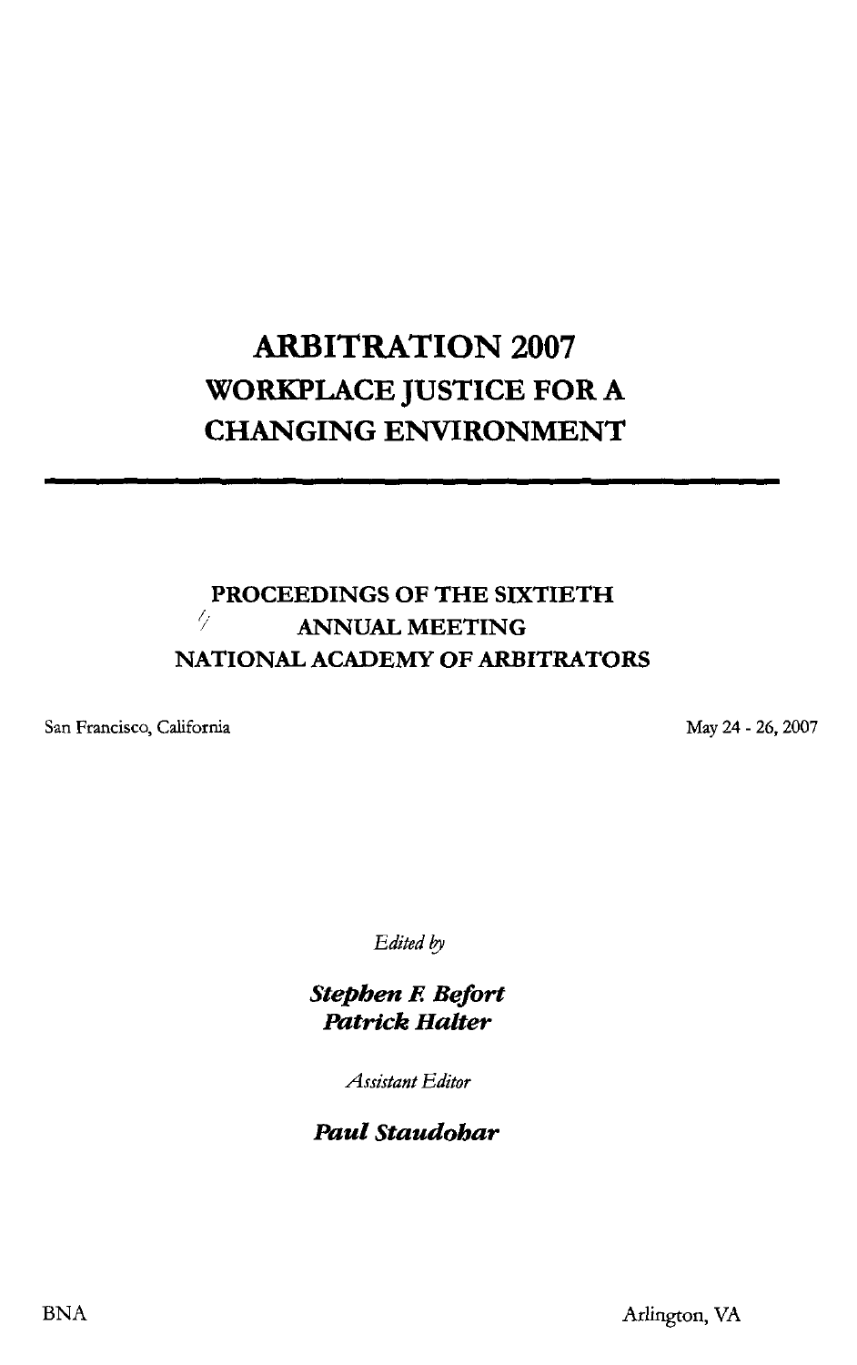# ARBITRATION 2007
# WORKPLACE JUSTICE FOR A CHANGING ENVIRONMENT

---

## PROCEEDINGS OF THE SIXTIETH ANNUAL MEETING NATIONAL ACADEMY OF ARBITRATORS

San Francisco, California

May 24 - 26, 2007

*Edited by*

***Stephen F. Befort***
***Patrick Halter***

*Assistant Editor*

***Paul Staudohar***

BNA

Arlington, VA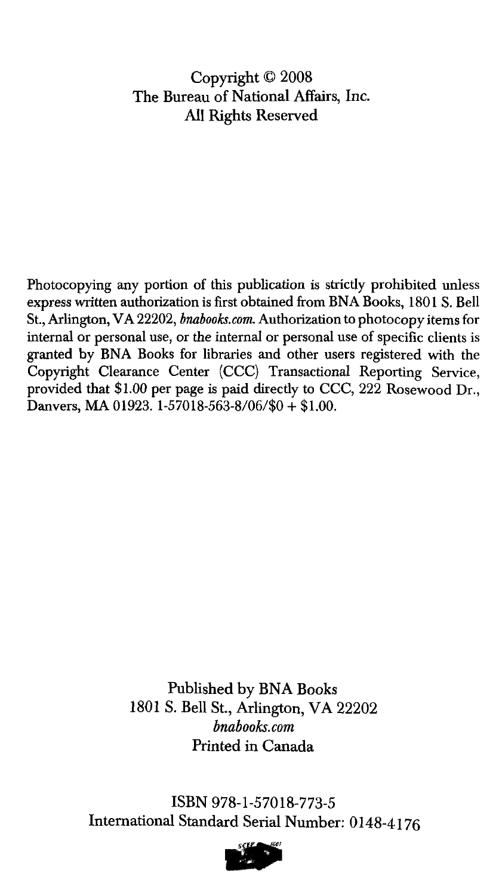Copyright © 2008
The Bureau of National Affairs, Inc.
All Rights Reserved

Photocopying any portion of this publication is strictly prohibited unless express written authorization is first obtained from BNA Books, 1801 S. Bell St., Arlington, VA 22202, *bnabooks.com*. Authorization to photocopy items for internal or personal use, or the internal or personal use of specific clients is granted by BNA Books for libraries and other users registered with the Copyright Clearance Center (CCC) Transactional Reporting Service, provided that $1.00 per page is paid directly to CCC, 222 Rosewood Dr., Danvers, MA 01923. 1-57018-563-8/06/$0 + $1.00.

Published by BNA Books
1801 S. Bell St., Arlington, VA 22202
*bnabooks.com*
Printed in Canada

ISBN 978-1-57018-773-5
International Standard Serial Number: 0148-4176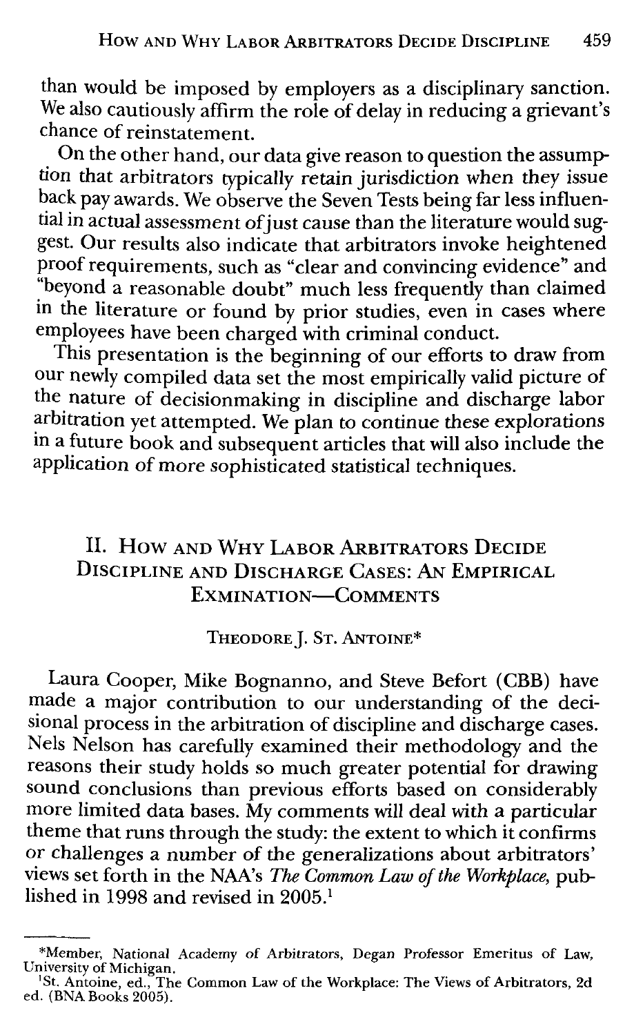than would be imposed by employers as a disciplinary sanction. We also cautiously affirm the role of delay in reducing a grievant's chance of reinstatement.

On the other hand, our data give reason to question the assumption that arbitrators typically retain jurisdiction when they issue back pay awards. We observe the Seven Tests being far less influential in actual assessment of just cause than the literature would suggest. Our results also indicate that arbitrators invoke heightened proof requirements, such as "clear and convincing evidence" and "beyond a reasonable doubt" much less frequently than claimed in the literature or found by prior studies, even in cases where employees have been charged with criminal conduct.

This presentation is the beginning of our efforts to draw from our newly compiled data set the most empirically valid picture of the nature of decisionmaking in discipline and discharge labor arbitration yet attempted. We plan to continue these explorations in a future book and subsequent articles that will also include the application of more sophisticated statistical techniques.

## II. How and Why Labor Arbitrators Decide Discipline and Discharge Cases: An Empirical Exmination—Comments

Theodore J. St. Antoine*

Laura Cooper, Mike Bognanno, and Steve Befort (CBB) have made a major contribution to our understanding of the decisional process in the arbitration of discipline and discharge cases. Nels Nelson has carefully examined their methodology and the reasons their study holds so much greater potential for drawing sound conclusions than previous efforts based on considerably more limited data bases. My comments will deal with a particular theme that runs through the study: the extent to which it confirms or challenges a number of the generalizations about arbitrators' views set forth in the NAA's *The Common Law of the Workplace*, published in 1998 and revised in 2005.[1]

---

*Member, National Academy of Arbitrators, Degan Professor Emeritus of Law, University of Michigan.

[1]St. Antoine, ed., The Common Law of the Workplace: The Views of Arbitrators, 2d ed. (BNA Books 2005).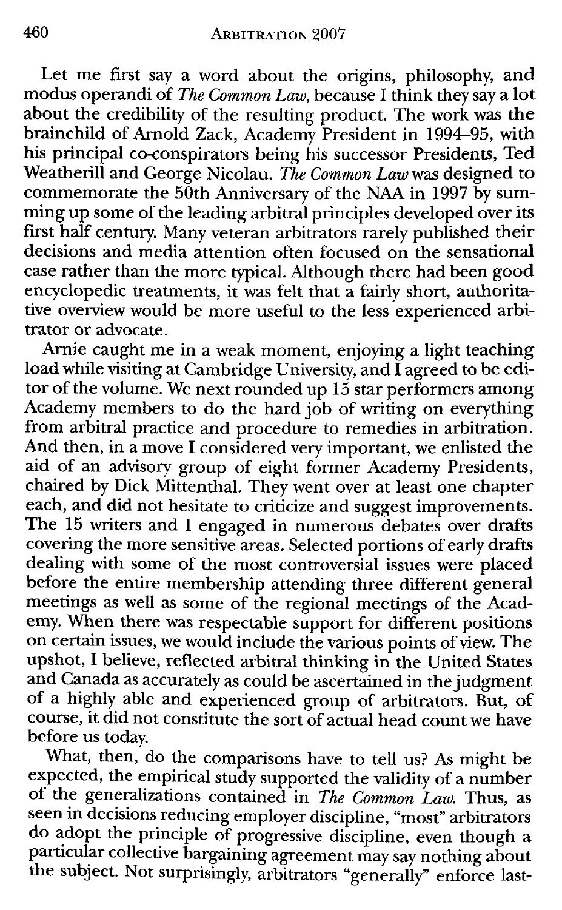Let me first say a word about the origins, philosophy, and modus operandi of *The Common Law*, because I think they say a lot about the credibility of the resulting product. The work was the brainchild of Arnold Zack, Academy President in 1994–95, with his principal co-conspirators being his successor Presidents, Ted Weatherill and George Nicolau. *The Common Law* was designed to commemorate the 50th Anniversary of the NAA in 1997 by summing up some of the leading arbitral principles developed over its first half century. Many veteran arbitrators rarely published their decisions and media attention often focused on the sensational case rather than the more typical. Although there had been good encyclopedic treatments, it was felt that a fairly short, authoritative overview would be more useful to the less experienced arbitrator or advocate.

Arnie caught me in a weak moment, enjoying a light teaching load while visiting at Cambridge University, and I agreed to be editor of the volume. We next rounded up 15 star performers among Academy members to do the hard job of writing on everything from arbitral practice and procedure to remedies in arbitration. And then, in a move I considered very important, we enlisted the aid of an advisory group of eight former Academy Presidents, chaired by Dick Mittenthal. They went over at least one chapter each, and did not hesitate to criticize and suggest improvements. The 15 writers and I engaged in numerous debates over drafts covering the more sensitive areas. Selected portions of early drafts dealing with some of the most controversial issues were placed before the entire membership attending three different general meetings as well as some of the regional meetings of the Academy. When there was respectable support for different positions on certain issues, we would include the various points of view. The upshot, I believe, reflected arbitral thinking in the United States and Canada as accurately as could be ascertained in the judgment of a highly able and experienced group of arbitrators. But, of course, it did not constitute the sort of actual head count we have before us today.

What, then, do the comparisons have to tell us? As might be expected, the empirical study supported the validity of a number of the generalizations contained in *The Common Law*. Thus, as seen in decisions reducing employer discipline, "most" arbitrators do adopt the principle of progressive discipline, even though a particular collective bargaining agreement may say nothing about the subject. Not surprisingly, arbitrators "generally" enforce last-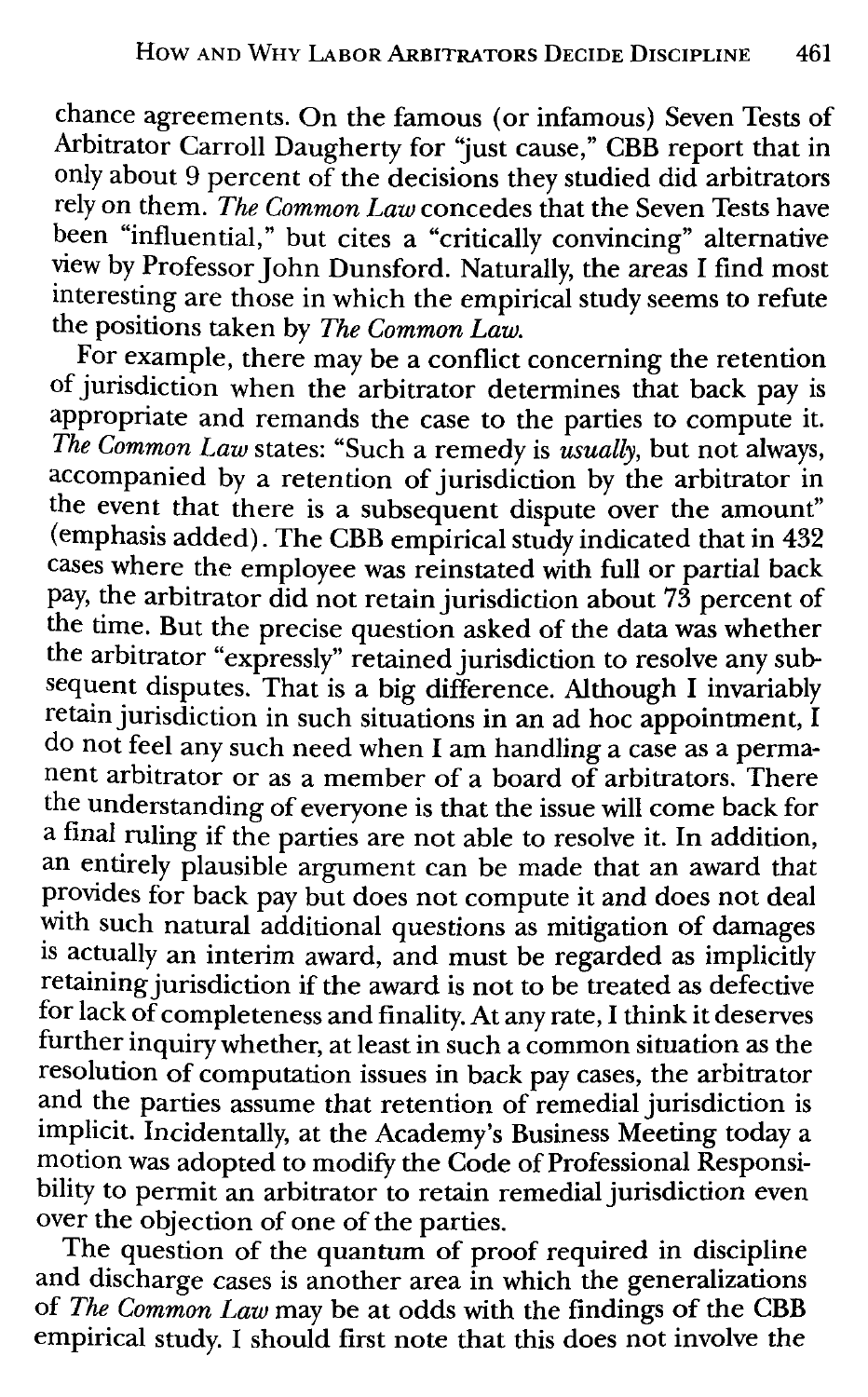chance agreements. On the famous (or infamous) Seven Tests of Arbitrator Carroll Daugherty for "just cause," CBB report that in only about 9 percent of the decisions they studied did arbitrators rely on them. *The Common Law* concedes that the Seven Tests have been "influential," but cites a "critically convincing" alternative view by Professor John Dunsford. Naturally, the areas I find most interesting are those in which the empirical study seems to refute the positions taken by *The Common Law*.

For example, there may be a conflict concerning the retention of jurisdiction when the arbitrator determines that back pay is appropriate and remands the case to the parties to compute it. *The Common Law* states: "Such a remedy is *usually*, but not always, accompanied by a retention of jurisdiction by the arbitrator in the event that there is a subsequent dispute over the amount" (emphasis added). The CBB empirical study indicated that in 432 cases where the employee was reinstated with full or partial back pay, the arbitrator did not retain jurisdiction about 73 percent of the time. But the precise question asked of the data was whether the arbitrator "expressly" retained jurisdiction to resolve any subsequent disputes. That is a big difference. Although I invariably retain jurisdiction in such situations in an ad hoc appointment, I do not feel any such need when I am handling a case as a permanent arbitrator or as a member of a board of arbitrators. There the understanding of everyone is that the issue will come back for a final ruling if the parties are not able to resolve it. In addition, an entirely plausible argument can be made that an award that provides for back pay but does not compute it and does not deal with such natural additional questions as mitigation of damages is actually an interim award, and must be regarded as implicitly retaining jurisdiction if the award is not to be treated as defective for lack of completeness and finality. At any rate, I think it deserves further inquiry whether, at least in such a common situation as the resolution of computation issues in back pay cases, the arbitrator and the parties assume that retention of remedial jurisdiction is implicit. Incidentally, at the Academy's Business Meeting today a motion was adopted to modify the Code of Professional Responsibility to permit an arbitrator to retain remedial jurisdiction even over the objection of one of the parties.

The question of the quantum of proof required in discipline and discharge cases is another area in which the generalizations of *The Common Law* may be at odds with the findings of the CBB empirical study. I should first note that this does not involve the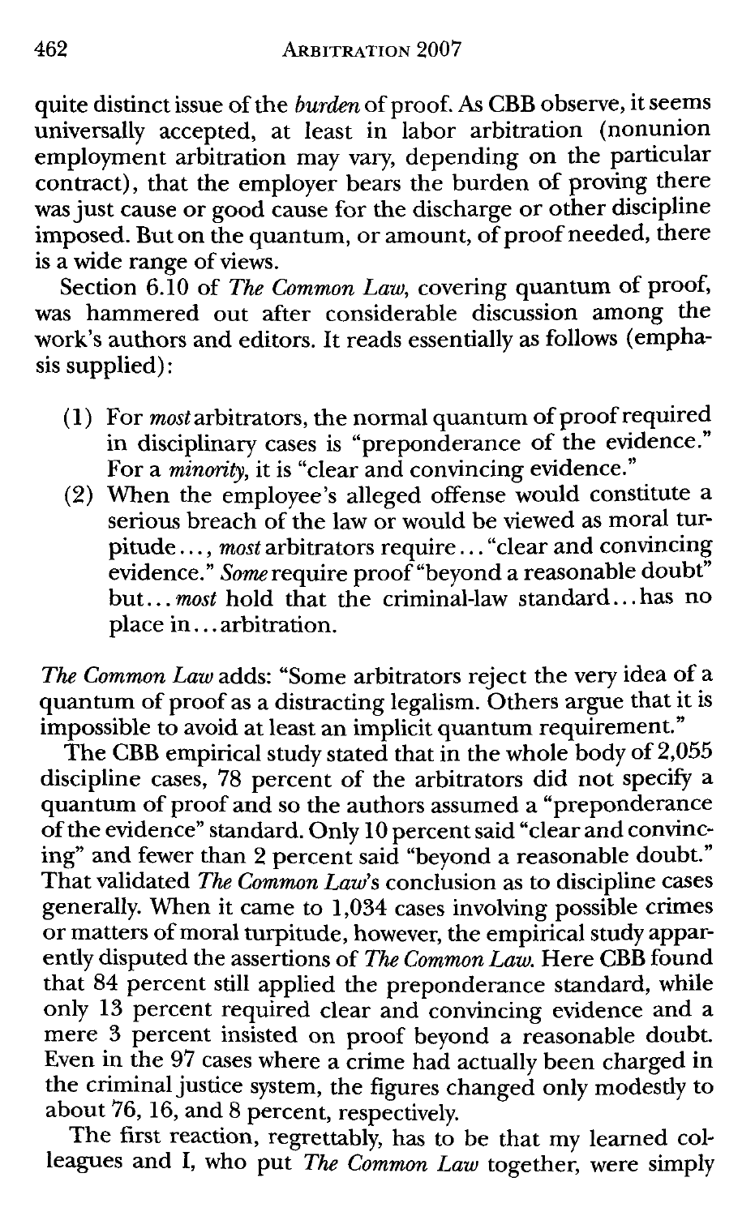quite distinct issue of the *burden* of proof. As CBB observe, it seems universally accepted, at least in labor arbitration (nonunion employment arbitration may vary, depending on the particular contract), that the employer bears the burden of proving there was just cause or good cause for the discharge or other discipline imposed. But on the quantum, or amount, of proof needed, there is a wide range of views.

Section 6.10 of *The Common Law*, covering quantum of proof, was hammered out after considerable discussion among the work's authors and editors. It reads essentially as follows (emphasis supplied):

(1) For *most* arbitrators, the normal quantum of proof required in disciplinary cases is "preponderance of the evidence." For a *minority*, it is "clear and convincing evidence."

(2) When the employee's alleged offense would constitute a serious breach of the law or would be viewed as moral turpitude..., *most* arbitrators require... "clear and convincing evidence." *Some* require proof "beyond a reasonable doubt" but... *most* hold that the criminal-law standard... has no place in... arbitration.

*The Common Law* adds: "Some arbitrators reject the very idea of a quantum of proof as a distracting legalism. Others argue that it is impossible to avoid at least an implicit quantum requirement."

The CBB empirical study stated that in the whole body of 2,055 discipline cases, 78 percent of the arbitrators did not specify a quantum of proof and so the authors assumed a "preponderance of the evidence" standard. Only 10 percent said "clear and convincing" and fewer than 2 percent said "beyond a reasonable doubt." That validated *The Common Law*'s conclusion as to discipline cases generally. When it came to 1,034 cases involving possible crimes or matters of moral turpitude, however, the empirical study apparently disputed the assertions of *The Common Law*. Here CBB found that 84 percent still applied the preponderance standard, while only 13 percent required clear and convincing evidence and a mere 3 percent insisted on proof beyond a reasonable doubt. Even in the 97 cases where a crime had actually been charged in the criminal justice system, the figures changed only modestly to about 76, 16, and 8 percent, respectively.

The first reaction, regrettably, has to be that my learned colleagues and I, who put *The Common Law* together, were simply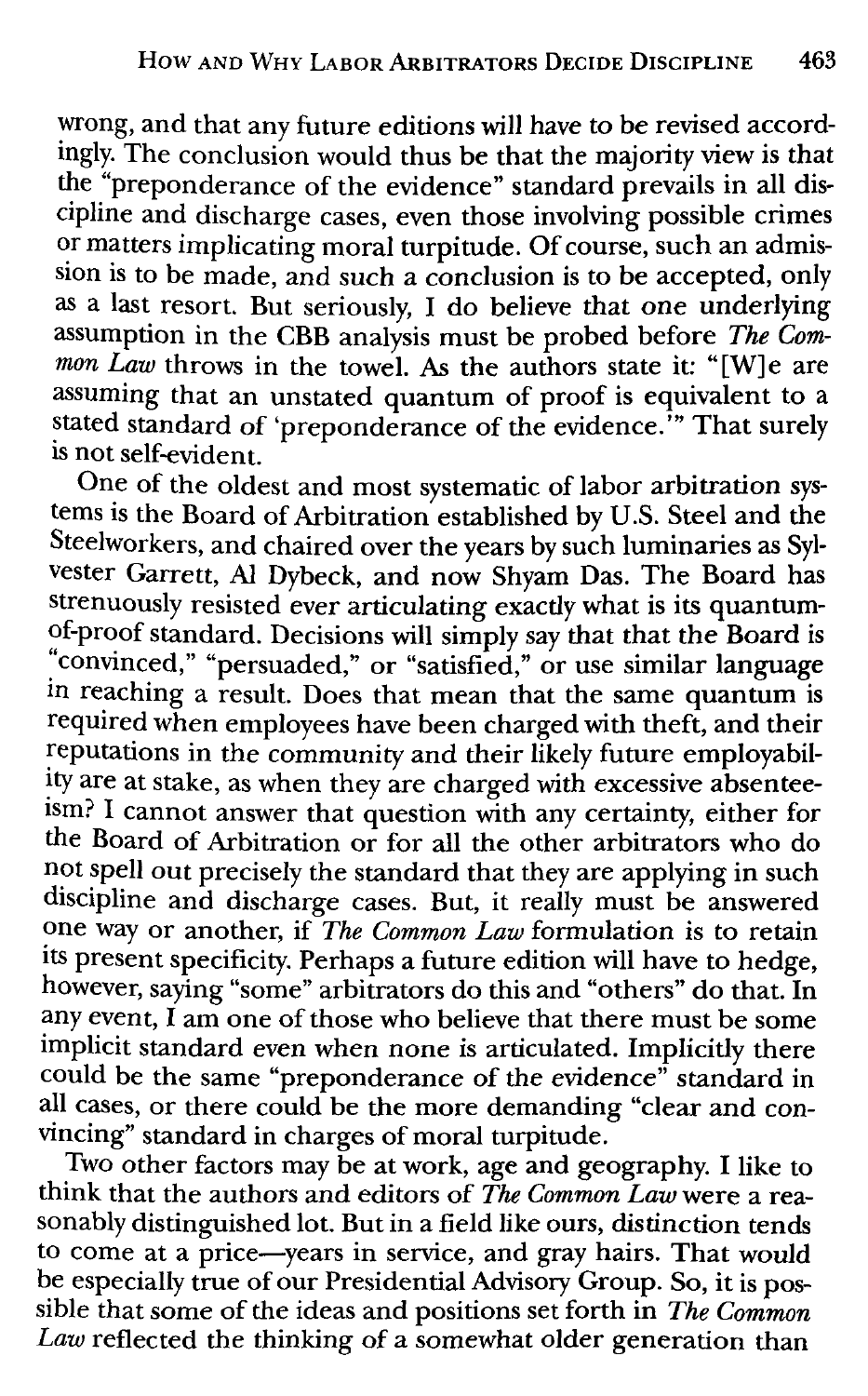wrong, and that any future editions will have to be revised accordingly. The conclusion would thus be that the majority view is that the "preponderance of the evidence" standard prevails in all discipline and discharge cases, even those involving possible crimes or matters implicating moral turpitude. Of course, such an admission is to be made, and such a conclusion is to be accepted, only as a last resort. But seriously, I do believe that one underlying assumption in the CBB analysis must be probed before *The Common Law* throws in the towel. As the authors state it: "[W]e are assuming that an unstated quantum of proof is equivalent to a stated standard of 'preponderance of the evidence.'" That surely is not self-evident.

One of the oldest and most systematic of labor arbitration systems is the Board of Arbitration established by U.S. Steel and the Steelworkers, and chaired over the years by such luminaries as Sylvester Garrett, Al Dybeck, and now Shyam Das. The Board has strenuously resisted ever articulating exactly what is its quantum-of-proof standard. Decisions will simply say that that the Board is "convinced," "persuaded," or "satisfied," or use similar language in reaching a result. Does that mean that the same quantum is required when employees have been charged with theft, and their reputations in the community and their likely future employability are at stake, as when they are charged with excessive absenteeism? I cannot answer that question with any certainty, either for the Board of Arbitration or for all the other arbitrators who do not spell out precisely the standard that they are applying in such discipline and discharge cases. But, it really must be answered one way or another, if *The Common Law* formulation is to retain its present specificity. Perhaps a future edition will have to hedge, however, saying "some" arbitrators do this and "others" do that. In any event, I am one of those who believe that there must be some implicit standard even when none is articulated. Implicitly there could be the same "preponderance of the evidence" standard in all cases, or there could be the more demanding "clear and convincing" standard in charges of moral turpitude.

Two other factors may be at work, age and geography. I like to think that the authors and editors of *The Common Law* were a reasonably distinguished lot. But in a field like ours, distinction tends to come at a price—years in service, and gray hairs. That would be especially true of our Presidential Advisory Group. So, it is possible that some of the ideas and positions set forth in *The Common Law* reflected the thinking of a somewhat older generation than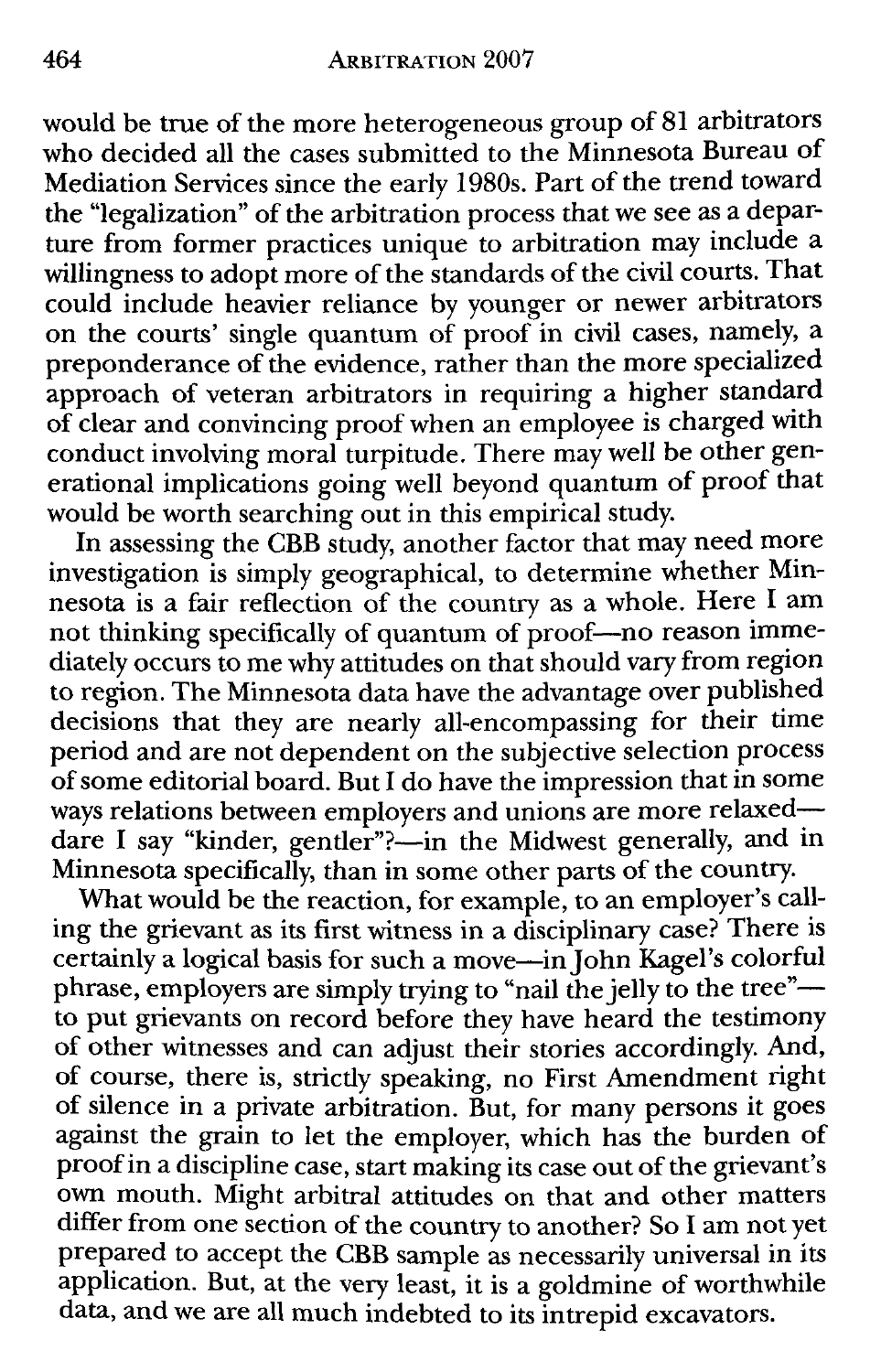would be true of the more heterogeneous group of 81 arbitrators who decided all the cases submitted to the Minnesota Bureau of Mediation Services since the early 1980s. Part of the trend toward the "legalization" of the arbitration process that we see as a departure from former practices unique to arbitration may include a willingness to adopt more of the standards of the civil courts. That could include heavier reliance by younger or newer arbitrators on the courts' single quantum of proof in civil cases, namely, a preponderance of the evidence, rather than the more specialized approach of veteran arbitrators in requiring a higher standard of clear and convincing proof when an employee is charged with conduct involving moral turpitude. There may well be other generational implications going well beyond quantum of proof that would be worth searching out in this empirical study.

In assessing the CBB study, another factor that may need more investigation is simply geographical, to determine whether Minnesota is a fair reflection of the country as a whole. Here I am not thinking specifically of quantum of proof—no reason immediately occurs to me why attitudes on that should vary from region to region. The Minnesota data have the advantage over published decisions that they are nearly all-encompassing for their time period and are not dependent on the subjective selection process of some editorial board. But I do have the impression that in some ways relations between employers and unions are more relaxed—dare I say "kinder, gentler"?—in the Midwest generally, and in Minnesota specifically, than in some other parts of the country.

What would be the reaction, for example, to an employer's calling the grievant as its first witness in a disciplinary case? There is certainly a logical basis for such a move—in John Kagel's colorful phrase, employers are simply trying to "nail the jelly to the tree"—to put grievants on record before they have heard the testimony of other witnesses and can adjust their stories accordingly. And, of course, there is, strictly speaking, no First Amendment right of silence in a private arbitration. But, for many persons it goes against the grain to let the employer, which has the burden of proof in a discipline case, start making its case out of the grievant's own mouth. Might arbitral attitudes on that and other matters differ from one section of the country to another? So I am not yet prepared to accept the CBB sample as necessarily universal in its application. But, at the very least, it is a goldmine of worthwhile data, and we are all much indebted to its intrepid excavators.